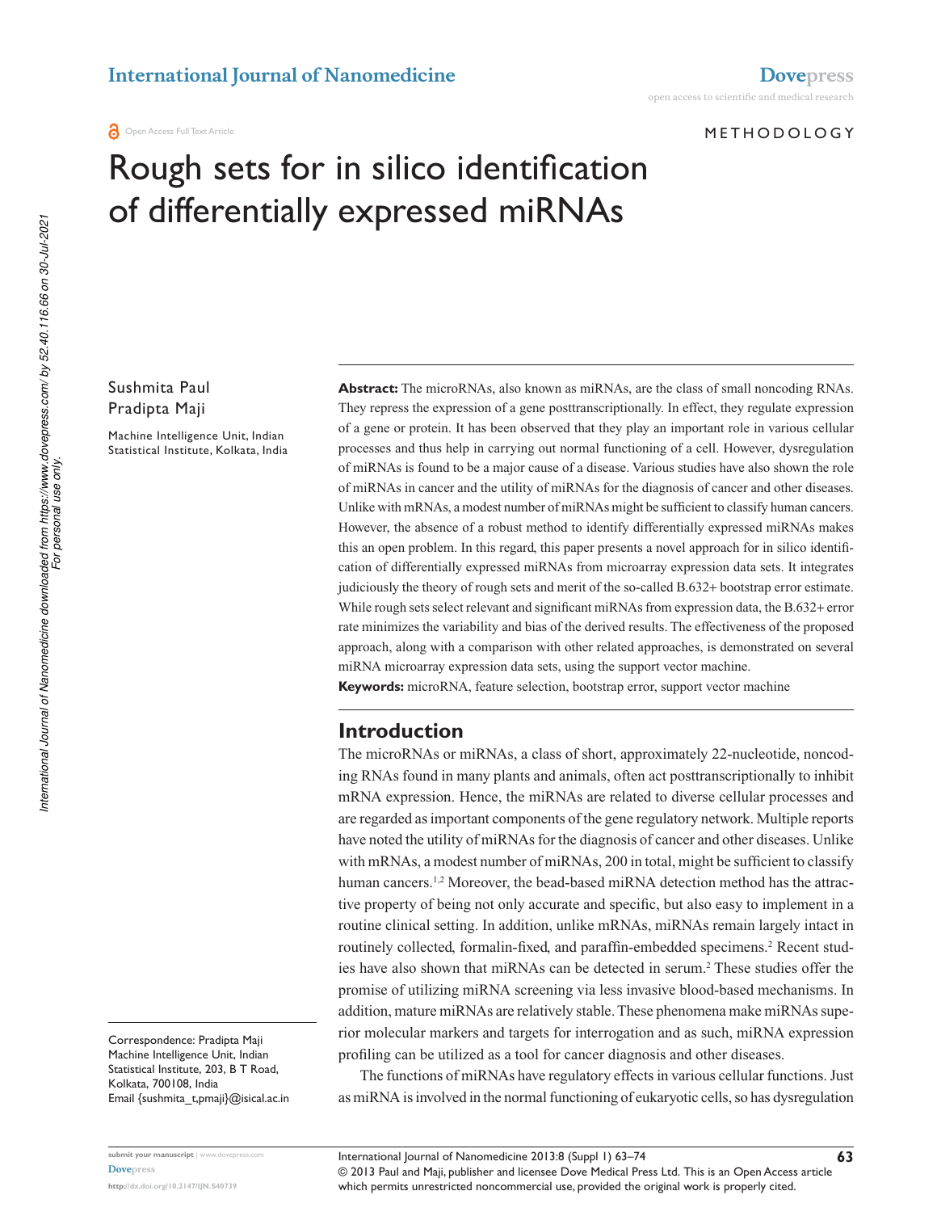METHODOLOGY

# Rough sets for in silico identification of differentially expressed miRNAs

Sushmita Paul
Pradipta Maji

Machine Intelligence Unit, Indian Statistical Institute, Kolkata, India

Correspondence: Pradipta Maji
Machine Intelligence Unit, Indian Statistical Institute, 203, B T Road, Kolkata, 700108, India
Email {sushmita_t,pmaji}@isical.ac.in

**Abstract:** The microRNAs, also known as miRNAs, are the class of small noncoding RNAs. They repress the expression of a gene posttranscriptionally. In effect, they regulate expression of a gene or protein. It has been observed that they play an important role in various cellular processes and thus help in carrying out normal functioning of a cell. However, dysregulation of miRNAs is found to be a major cause of a disease. Various studies have also shown the role of miRNAs in cancer and the utility of miRNAs for the diagnosis of cancer and other diseases. Unlike with mRNAs, a modest number of miRNAs might be sufficient to classify human cancers. However, the absence of a robust method to identify differentially expressed miRNAs makes this an open problem. In this regard, this paper presents a novel approach for in silico identification of differentially expressed miRNAs from microarray expression data sets. It integrates judiciously the theory of rough sets and merit of the so-called B.632+ bootstrap error estimate. While rough sets select relevant and significant miRNAs from expression data, the B.632+ error rate minimizes the variability and bias of the derived results. The effectiveness of the proposed approach, along with a comparison with other related approaches, is demonstrated on several miRNA microarray expression data sets, using the support vector machine.

**Keywords:** microRNA, feature selection, bootstrap error, support vector machine

## Introduction

The microRNAs or miRNAs, a class of short, approximately 22-nucleotide, noncoding RNAs found in many plants and animals, often act posttranscriptionally to inhibit mRNA expression. Hence, the miRNAs are related to diverse cellular processes and are regarded as important components of the gene regulatory network. Multiple reports have noted the utility of miRNAs for the diagnosis of cancer and other diseases. Unlike with mRNAs, a modest number of miRNAs, 200 in total, might be sufficient to classify human cancers.[1,2] Moreover, the bead-based miRNA detection method has the attractive property of being not only accurate and specific, but also easy to implement in a routine clinical setting. In addition, unlike mRNAs, miRNAs remain largely intact in routinely collected, formalin-fixed, and paraffin-embedded specimens.[2] Recent studies have also shown that miRNAs can be detected in serum.[2] These studies offer the promise of utilizing miRNA screening via less invasive blood-based mechanisms. In addition, mature miRNAs are relatively stable. These phenomena make miRNAs superior molecular markers and targets for interrogation and as such, miRNA expression profiling can be utilized as a tool for cancer diagnosis and other diseases.

The functions of miRNAs have regulatory effects in various cellular functions. Just as miRNA is involved in the normal functioning of eukaryotic cells, so has dysregulation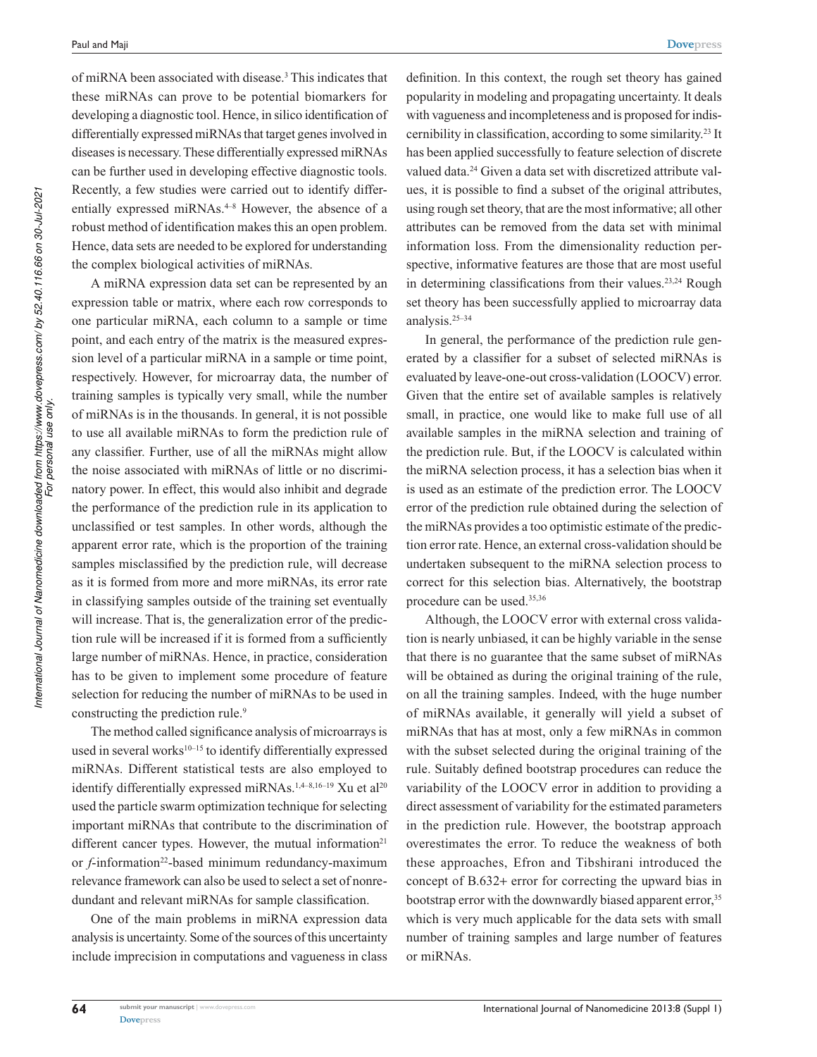of miRNA been associated with disease.[3] This indicates that these miRNAs can prove to be potential biomarkers for developing a diagnostic tool. Hence, in silico identification of differentially expressed miRNAs that target genes involved in diseases is necessary. These differentially expressed miRNAs can be further used in developing effective diagnostic tools. Recently, a few studies were carried out to identify differentially expressed miRNAs.[4–8] However, the absence of a robust method of identification makes this an open problem. Hence, data sets are needed to be explored for understanding the complex biological activities of miRNAs.

A miRNA expression data set can be represented by an expression table or matrix, where each row corresponds to one particular miRNA, each column to a sample or time point, and each entry of the matrix is the measured expression level of a particular miRNA in a sample or time point, respectively. However, for microarray data, the number of training samples is typically very small, while the number of miRNAs is in the thousands. In general, it is not possible to use all available miRNAs to form the prediction rule of any classifier. Further, use of all the miRNAs might allow the noise associated with miRNAs of little or no discriminatory power. In effect, this would also inhibit and degrade the performance of the prediction rule in its application to unclassified or test samples. In other words, although the apparent error rate, which is the proportion of the training samples misclassified by the prediction rule, will decrease as it is formed from more and more miRNAs, its error rate in classifying samples outside of the training set eventually will increase. That is, the generalization error of the prediction rule will be increased if it is formed from a sufficiently large number of miRNAs. Hence, in practice, consideration has to be given to implement some procedure of feature selection for reducing the number of miRNAs to be used in constructing the prediction rule.[9]

The method called significance analysis of microarrays is used in several works[10–15] to identify differentially expressed miRNAs. Different statistical tests are also employed to identify differentially expressed miRNAs.[1,4–8,16–19] Xu et al[20] used the particle swarm optimization technique for selecting important miRNAs that contribute to the discrimination of different cancer types. However, the mutual information[21] or *f*-information[22]-based minimum redundancy-maximum relevance framework can also be used to select a set of nonredundant and relevant miRNAs for sample classification.

One of the main problems in miRNA expression data analysis is uncertainty. Some of the sources of this uncertainty include imprecision in computations and vagueness in class definition. In this context, the rough set theory has gained popularity in modeling and propagating uncertainty. It deals with vagueness and incompleteness and is proposed for indiscernibility in classification, according to some similarity.[23] It has been applied successfully to feature selection of discrete valued data.[24] Given a data set with discretized attribute values, it is possible to find a subset of the original attributes, using rough set theory, that are the most informative; all other attributes can be removed from the data set with minimal information loss. From the dimensionality reduction perspective, informative features are those that are most useful in determining classifications from their values.[23,24] Rough set theory has been successfully applied to microarray data analysis.[25–34]

In general, the performance of the prediction rule generated by a classifier for a subset of selected miRNAs is evaluated by leave-one-out cross-validation (LOOCV) error. Given that the entire set of available samples is relatively small, in practice, one would like to make full use of all available samples in the miRNA selection and training of the prediction rule. But, if the LOOCV is calculated within the miRNA selection process, it has a selection bias when it is used as an estimate of the prediction error. The LOOCV error of the prediction rule obtained during the selection of the miRNAs provides a too optimistic estimate of the prediction error rate. Hence, an external cross-validation should be undertaken subsequent to the miRNA selection process to correct for this selection bias. Alternatively, the bootstrap procedure can be used.[35,36]

Although, the LOOCV error with external cross validation is nearly unbiased, it can be highly variable in the sense that there is no guarantee that the same subset of miRNAs will be obtained as during the original training of the rule, on all the training samples. Indeed, with the huge number of miRNAs available, it generally will yield a subset of miRNAs that has at most, only a few miRNAs in common with the subset selected during the original training of the rule. Suitably defined bootstrap procedures can reduce the variability of the LOOCV error in addition to providing a direct assessment of variability for the estimated parameters in the prediction rule. However, the bootstrap approach overestimates the error. To reduce the weakness of both these approaches, Efron and Tibshirani introduced the concept of B.632+ error for correcting the upward bias in bootstrap error with the downwardly biased apparent error,[35] which is very much applicable for the data sets with small number of training samples and large number of features or miRNAs.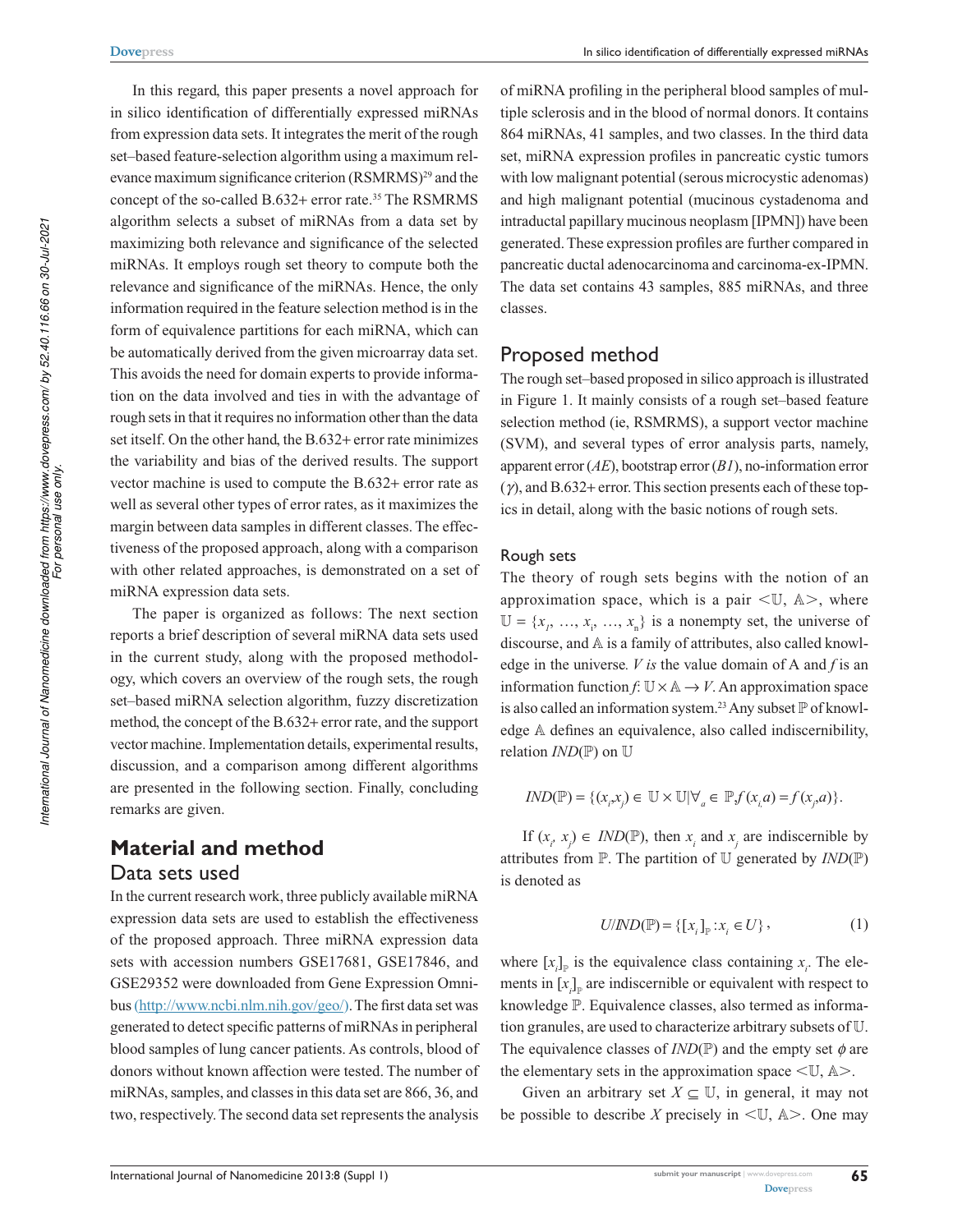In this regard, this paper presents a novel approach for in silico identification of differentially expressed miRNAs from expression data sets. It integrates the merit of the rough set–based feature-selection algorithm using a maximum relevance maximum significance criterion (RSMRMS)[29] and the concept of the so-called B.632+ error rate.[35] The RSMRMS algorithm selects a subset of miRNAs from a data set by maximizing both relevance and significance of the selected miRNAs. It employs rough set theory to compute both the relevance and significance of the miRNAs. Hence, the only information required in the feature selection method is in the form of equivalence partitions for each miRNA, which can be automatically derived from the given microarray data set. This avoids the need for domain experts to provide information on the data involved and ties in with the advantage of rough sets in that it requires no information other than the data set itself. On the other hand, the B.632+ error rate minimizes the variability and bias of the derived results. The support vector machine is used to compute the B.632+ error rate as well as several other types of error rates, as it maximizes the margin between data samples in different classes. The effectiveness of the proposed approach, along with a comparison with other related approaches, is demonstrated on a set of miRNA expression data sets.

The paper is organized as follows: The next section reports a brief description of several miRNA data sets used in the current study, along with the proposed methodology, which covers an overview of the rough sets, the rough set–based miRNA selection algorithm, fuzzy discretization method, the concept of the B.632+ error rate, and the support vector machine. Implementation details, experimental results, discussion, and a comparison among different algorithms are presented in the following section. Finally, concluding remarks are given.

# Material and method

## Data sets used

In the current research work, three publicly available miRNA expression data sets are used to establish the effectiveness of the proposed approach. Three miRNA expression data sets with accession numbers GSE17681, GSE17846, and GSE29352 were downloaded from Gene Expression Omnibus (http://www.ncbi.nlm.nih.gov/geo/). The first data set was generated to detect specific patterns of miRNAs in peripheral blood samples of lung cancer patients. As controls, blood of donors without known affection were tested. The number of miRNAs, samples, and classes in this data set are 866, 36, and two, respectively. The second data set represents the analysis of miRNA profiling in the peripheral blood samples of multiple sclerosis and in the blood of normal donors. It contains 864 miRNAs, 41 samples, and two classes. In the third data set, miRNA expression profiles in pancreatic cystic tumors with low malignant potential (serous microcystic adenomas) and high malignant potential (mucinous cystadenoma and intraductal papillary mucinous neoplasm [IPMN]) have been generated. These expression profiles are further compared in pancreatic ductal adenocarcinoma and carcinoma-ex-IPMN. The data set contains 43 samples, 885 miRNAs, and three classes.

## Proposed method

The rough set–based proposed in silico approach is illustrated in Figure 1. It mainly consists of a rough set–based feature selection method (ie, RSMRMS), a support vector machine (SVM), and several types of error analysis parts, namely, apparent error (*AE*), bootstrap error (*B1*), no-information error ($\gamma$), and B.632+ error. This section presents each of these topics in detail, along with the basic notions of rough sets.

### Rough sets

The theory of rough sets begins with the notion of an approximation space, which is a pair $<\mathbb{U}, \mathbb{A}>$, where $\mathbb{U} = \{x_1, \ldots, x_i, \ldots, x_n\}$ is a nonempty set, the universe of discourse, and $\mathbb{A}$ is a family of attributes, also called knowledge in the universe. $V$ *is* the value domain of A and $f$ is an information function $f: \mathbb{U} \times \mathbb{A} \rightarrow V$. An approximation space is also called an information system.[23] Any subset $\mathbb{P}$ of knowledge $\mathbb{A}$ defines an equivalence, also called indiscernibility, relation $IND(\mathbb{P})$ on $\mathbb{U}$

$$IND(\mathbb{P}) = \{(x_i, x_j) \in \mathbb{U} \times \mathbb{U} | \forall_a \in \mathbb{P}, f(x_i, a) = f(x_j, a)\}.$$

If $(x_i, x_j) \in IND(\mathbb{P})$, then $x_i$ and $x_j$ are indiscernible by attributes from $\mathbb{P}$. The partition of $\mathbb{U}$ generated by $IND(\mathbb{P})$ is denoted as

$$U/IND(\mathbb{P}) = \{[x_i]_{\mathbb{P}} : x_i \in U\}, \tag{1}$$

where $[x_i]_{\mathbb{P}}$ is the equivalence class containing $x_i$. The elements in $[x_i]_{\mathbb{P}}$ are indiscernible or equivalent with respect to knowledge $\mathbb{P}$. Equivalence classes, also termed as information granules, are used to characterize arbitrary subsets of $\mathbb{U}$. The equivalence classes of $IND(\mathbb{P})$ and the empty set $\phi$ are the elementary sets in the approximation space $<\mathbb{U}, \mathbb{A}>$.

Given an arbitrary set $X \subseteq \mathbb{U}$, in general, it may not be possible to describe $X$ precisely in $<\mathbb{U}, \mathbb{A}>$. One may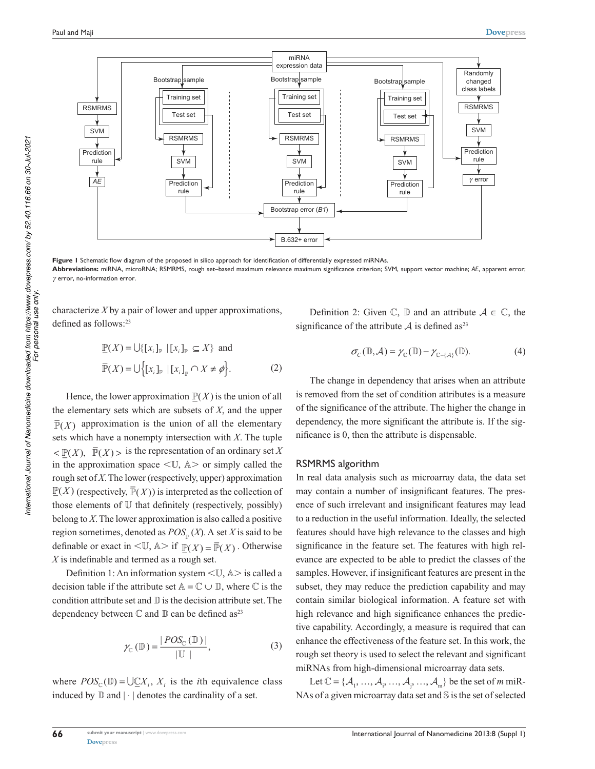**Figure 1** Schematic flow diagram of the proposed in silico approach for identification of differentially expressed miRNAs.
**Abbreviations:** miRNA, microRNA; RSMRMS, rough set–based maximum relevance maximum significance criterion; SVM, support vector machine; *AE*, apparent error; $\gamma$ error, no-information error.

characterize $X$ by a pair of lower and upper approximations, defined as follows:[23]

$$\underline{\mathbb{P}}(X) = \cup\{[x_i]_{\mathbb{P}} \mid [x_i]_{\mathbb{P}} \subseteq X\} \text{ and}$$
$$\overline{\mathbb{P}}(X) = \cup\left\{[x_i]_{\mathbb{P}} \mid [x_i]_{\mathbb{P}} \cap X \neq \phi\right\}. \tag{2}$$

Hence, the lower approximation $\underline{\mathbb{P}}(X)$ is the union of all the elementary sets which are subsets of $X$, and the upper $\overline{\mathbb{P}}(X)$ approximation is the union of all the elementary sets which have a nonempty intersection with $X$. The tuple $< \underline{\mathbb{P}}(X), \overline{\mathbb{P}}(X) >$ is the representation of an ordinary set $X$ in the approximation space $<\mathbb{U}, \mathbb{A}>$ or simply called the rough set of $X$. The lower (respectively, upper) approximation $\underline{\mathbb{P}}(X)$ (respectively, $\overline{\mathbb{P}}(X)$) is interpreted as the collection of those elements of $\mathbb{U}$ that definitely (respectively, possibly) belong to $X$. The lower approximation is also called a positive region sometimes, denoted as $POS_{\mathbb{P}}(X)$. A set $X$ is said to be definable or exact in $<\mathbb{U}, \mathbb{A}>$ if $\underline{\mathbb{P}}(X) = \overline{\mathbb{P}}(X)$. Otherwise $X$ is indefinable and termed as a rough set.

Definition 1: An information system $<\mathbb{U}, \mathbb{A}>$ is called a decision table if the attribute set $\mathbb{A} = \mathbb{C} \cup \mathbb{D}$, where $\mathbb{C}$ is the condition attribute set and $\mathbb{D}$ is the decision attribute set. The dependency between $\mathbb{C}$ and $\mathbb{D}$ can be defined as[23]

$$\gamma_{\mathbb{C}}(\mathbb{D}) = \frac{|POS_{\mathbb{C}}(\mathbb{D})|}{|\mathbb{U}|}, \tag{3}$$

where $POS_{\mathbb{C}}(\mathbb{D}) = \cup \underline{\mathbb{C}} X_i$, $X_i$ is the $i$th equivalence class induced by $\mathbb{D}$ and $|\cdot|$ denotes the cardinality of a set.

Definition 2: Given $\mathbb{C}$, $\mathbb{D}$ and an attribute $\mathcal{A} \in \mathbb{C}$, the significance of the attribute $\mathcal{A}$ is defined as[23]

$$\sigma_{\mathbb{C}}(\mathbb{D}, \mathcal{A}) = \gamma_{\mathbb{C}}(\mathbb{D}) - \gamma_{\mathbb{C}-\{\mathcal{A}\}}(\mathbb{D}). \tag{4}$$

The change in dependency that arises when an attribute is removed from the set of condition attributes is a measure of the significance of the attribute. The higher the change in dependency, the more significant the attribute is. If the significance is 0, then the attribute is dispensable.

## RSMRMS algorithm

In real data analysis such as microarray data, the data set may contain a number of insignificant features. The presence of such irrelevant and insignificant features may lead to a reduction in the useful information. Ideally, the selected features should have high relevance to the classes and high significance in the feature set. The features with high relevance are expected to be able to predict the classes of the samples. However, if insignificant features are present in the subset, they may reduce the prediction capability and may contain similar biological information. A feature set with high relevance and high significance enhances the predictive capability. Accordingly, a measure is required that can enhance the effectiveness of the feature set. In this work, the rough set theory is used to select the relevant and significant miRNAs from high-dimensional microarray data sets.

Let $\mathbb{C} = \{\mathcal{A}_1, \ldots, \mathcal{A}_i, \ldots, \mathcal{A}_j, \ldots, \mathcal{A}_m\}$ be the set of $m$ miRNAs of a given microarray data set and $\mathbb{S}$ is the set of selected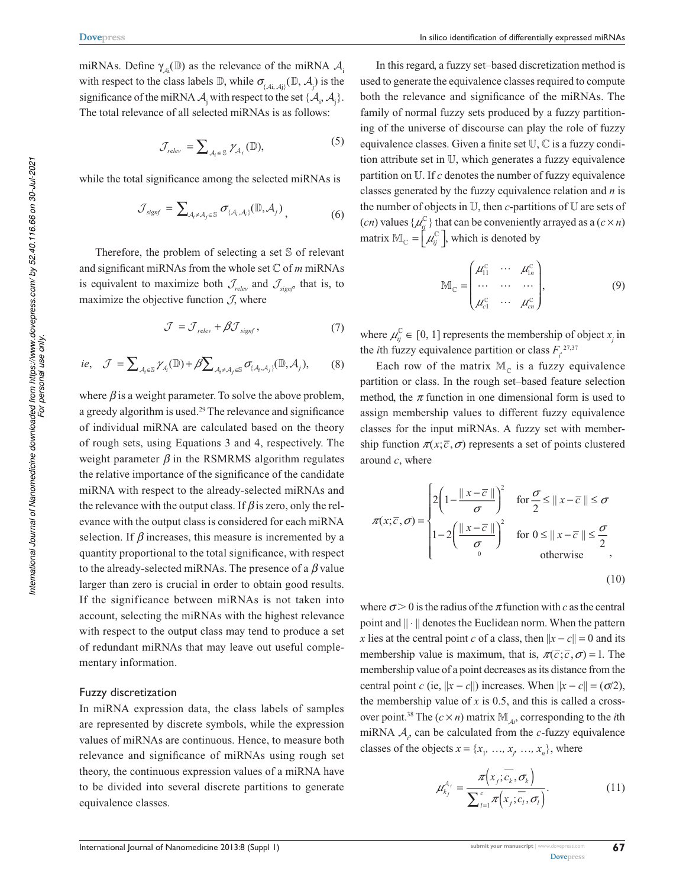miRNAs. Define $\gamma_{\mathcal{A}_i}(\mathbb{D})$ as the relevance of the miRNA $\mathcal{A}_i$ with respect to the class labels $\mathbb{D}$, while $\sigma_{\{\mathcal{A}_i, \mathcal{A}_j\}}(\mathbb{D}, \mathcal{A}_j)$ is the significance of the miRNA $\mathcal{A}_j$ with respect to the set $\{\mathcal{A}_i, \mathcal{A}_j\}$. The total relevance of all selected miRNAs is as follows:

$$\mathcal{J}_{relev} = \sum_{\mathcal{A}_i \in \mathbb{S}} \gamma_{\mathcal{A}_i}(\mathbb{D}), \tag{5}$$

while the total significance among the selected miRNAs is

$$\mathcal{J}_{signf} = \sum_{\mathcal{A}_i \neq \mathcal{A}_j \in \mathbb{S}} \sigma_{\{\mathcal{A}_i, \mathcal{A}_j\}}(\mathbb{D}, \mathcal{A}_j), \tag{6}$$

Therefore, the problem of selecting a set $\mathbb{S}$ of relevant and significant miRNAs from the whole set $\mathbb{C}$ of $m$ miRNAs is equivalent to maximize both $\mathcal{J}_{relev}$ and $\mathcal{J}_{signf}$, that is, to maximize the objective function $\mathcal{J}$, where

$$\mathcal{J} = \mathcal{J}_{relev} + \beta \mathcal{J}_{signf}, \tag{7}$$

$$ie, \quad \mathcal{J} = \sum_{\mathcal{A}_i \in \mathbb{S}} \gamma_{\mathcal{A}_i}(\mathbb{D}) + \beta \sum_{\mathcal{A}_i \neq \mathcal{A}_j \in \mathbb{S}} \sigma_{\{\mathcal{A}_i, \mathcal{A}_j\}}(\mathbb{D}, \mathcal{A}_j), \tag{8}$$

where $\beta$ is a weight parameter. To solve the above problem, a greedy algorithm is used.[29] The relevance and significance of individual miRNA are calculated based on the theory of rough sets, using Equations 3 and 4, respectively. The weight parameter $\beta$ in the RSMRMS algorithm regulates the relative importance of the significance of the candidate miRNA with respect to the already-selected miRNAs and the relevance with the output class. If $\beta$ is zero, only the relevance with the output class is considered for each miRNA selection. If $\beta$ increases, this measure is incremented by a quantity proportional to the total significance, with respect to the already-selected miRNAs. The presence of a $\beta$ value larger than zero is crucial in order to obtain good results. If the significance between miRNAs is not taken into account, selecting the miRNAs with the highest relevance with respect to the output class may tend to produce a set of redundant miRNAs that may leave out useful complementary information.

### Fuzzy discretization

In miRNA expression data, the class labels of samples are represented by discrete symbols, while the expression values of miRNAs are continuous. Hence, to measure both relevance and significance of miRNAs using rough set theory, the continuous expression values of a miRNA have to be divided into several discrete partitions to generate equivalence classes.

In this regard, a fuzzy set–based discretization method is used to generate the equivalence classes required to compute both the relevance and significance of the miRNAs. The family of normal fuzzy sets produced by a fuzzy partitioning of the universe of discourse can play the role of fuzzy equivalence classes. Given a finite set $\mathbb{U}$, $\mathbb{C}$ is a fuzzy condition attribute set in $\mathbb{U}$, which generates a fuzzy equivalence partition on $\mathbb{U}$. If $c$ denotes the number of fuzzy equivalence classes generated by the fuzzy equivalence relation and $n$ is the number of objects in $\mathbb{U}$, then $c$-partitions of $\mathbb{U}$ are sets of $(cn)$ values $\{\mu_{ij}^{\mathbb{C}}\}$ that can be conveniently arrayed as a $(c \times n)$ matrix $\mathbb{M}_{\mathbb{C}} = \left[\mu_{ij}^{\mathbb{C}}\right]$, which is denoted by

$$\mathbb{M}_{\mathbb{C}} = \begin{pmatrix} \mu_{11}^{\mathbb{C}} & \cdots & \mu_{1n}^{\mathbb{C}} \\ \cdots & \cdots & \cdots \\ \mu_{c1}^{\mathbb{C}} & \cdots & \mu_{cn}^{\mathbb{C}} \end{pmatrix}, \tag{9}$$

where $\mu_{ij}^{\mathbb{C}} \in [0, 1]$ represents the membership of object $x_j$ in the $i$th fuzzy equivalence partition or class $F_i$.[27,37]

Each row of the matrix $\mathbb{M}_{\mathbb{C}}$ is a fuzzy equivalence partition or class. In the rough set–based feature selection method, the $\pi$ function in one dimensional form is used to assign membership values to different fuzzy equivalence classes for the input miRNAs. A fuzzy set with membership function $\pi(x; \bar{c}, \sigma)$ represents a set of points clustered around $c$, where

$$\pi(x; \bar{c}, \sigma) = \begin{cases} 2\left(1 - \dfrac{\| x - \bar{c} \|}{\sigma}\right)^2 & \text{for } \dfrac{\sigma}{2} \leq \| x - \bar{c} \| \leq \sigma \\ 1 - 2\left(\dfrac{\| x - \bar{c} \|}{\sigma}\right)^2 & \text{for } 0 \leq \| x - \bar{c} \| \leq \dfrac{\sigma}{2} \\ 0 & \text{otherwise} \end{cases}, \tag{10}$$

where $\sigma > 0$ is the radius of the $\pi$ function with $c$ as the central point and $\| \cdot \|$ denotes the Euclidean norm. When the pattern $x$ lies at the central point $c$ of a class, then $\|x - c\| = 0$ and its membership value is maximum, that is, $\pi(\bar{c}; \bar{c}, \sigma) = 1$. The membership value of a point decreases as its distance from the central point $c$ (ie, $\|x - c\|$) increases. When $\|x - c\| = (\sigma/2)$, the membership value of $x$ is 0.5, and this is called a crossover point.[38] The $(c \times n)$ matrix $\mathbb{M}_{\mathcal{A}_i}$, corresponding to the $i$th miRNA $\mathcal{A}_i$, can be calculated from the $c$-fuzzy equivalence classes of the objects $x = \{x_1, \ldots, x_j, \ldots, x_n\}$, where

$$\mu_{k_j}^{\mathcal{A}_i} = \frac{\pi\left(x_j; \overline{c_k}, \sigma_k\right)}{\sum_{l=1}^{c} \pi\left(x_j; \overline{c_l}, \sigma_l\right)}. \tag{11}$$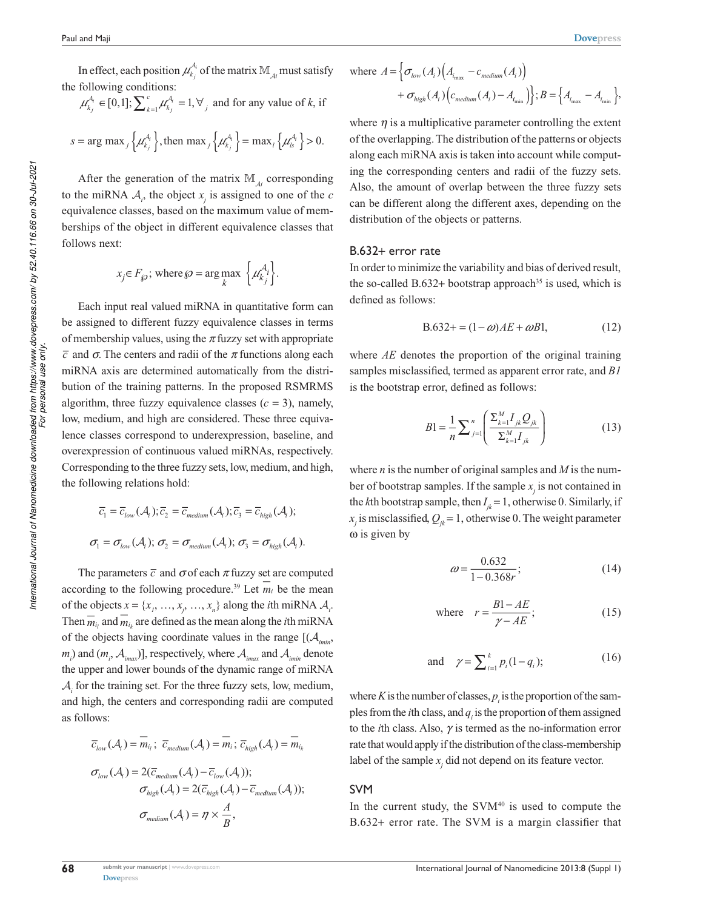In effect, each position $\mu_{k_j}^{\mathcal{A}_i}$ of the matrix $\mathbb{M}_{\mathcal{A}i}$ must satisfy the following conditions:

$$\mu_{k_j}^{\mathcal{A}_i} \in [0,1]; \sum_{k=1}^{c} \mu_{k_j}^{\mathcal{A}_i} = 1, \forall_j \text{ and for any value of } k, \text{ if}$$

$$s = \arg\max_j \left\{\mu_{k_j}^{\mathcal{A}_i}\right\}, \text{then } \max_j \left\{\mu_{k_j}^{\mathcal{A}_i}\right\} = \max_l \left\{\mu_{ls}^{\mathcal{A}_i}\right\} > 0.$$

After the generation of the matrix $\mathbb{M}_{\mathcal{A}i}$ corresponding to the miRNA $\mathcal{A}_i$, the object $x_j$ is assigned to one of the $c$ equivalence classes, based on the maximum value of memberships of the object in different equivalence classes that follows next:

$$x_j \in F_{\wp}; \text{ where } \wp = \arg\max_k \left\{\mu_{k_j}^{\mathcal{A}_i}\right\}.$$

Each input real valued miRNA in quantitative form can be assigned to different fuzzy equivalence classes in terms of membership values, using the $\pi$ fuzzy set with appropriate $\bar{c}$ and $\sigma$. The centers and radii of the $\pi$ functions along each miRNA axis are determined automatically from the distribution of the training patterns. In the proposed RSMRMS algorithm, three fuzzy equivalence classes ($c = 3$), namely, low, medium, and high are considered. These three equivalence classes correspond to underexpression, baseline, and overexpression of continuous valued miRNAs, respectively. Corresponding to the three fuzzy sets, low, medium, and high, the following relations hold:

$$\bar{c}_1 = \bar{c}_{low}(\mathcal{A}_i); \bar{c}_2 = \bar{c}_{medium}(\mathcal{A}_i); \bar{c}_3 = \bar{c}_{high}(\mathcal{A}_i);$$

$$\sigma_1 = \sigma_{low}(\mathcal{A}_i);\ \sigma_2 = \sigma_{medium}(\mathcal{A}_i);\ \sigma_3 = \sigma_{high}(\mathcal{A}_i).$$

The parameters $\bar{c}$ and $\sigma$ of each $\pi$ fuzzy set are computed according to the following procedure.[39] Let $\overline{m}_i$ be the mean of the objects $x = \{x_1, \ldots, x_j, \ldots, x_n\}$ along the $i$th miRNA $\mathcal{A}_i$. Then $\overline{m}_{i_l}$ and $\overline{m}_{i_h}$ are defined as the mean along the $i$th miRNA of the objects having coordinate values in the range $[(\mathcal{A}_{i_{min}}, m_i)$ and $(m_i, \mathcal{A}_{i_{max}})]$, respectively, where $\mathcal{A}_{i_{max}}$ and $\mathcal{A}_{i_{min}}$ denote the upper and lower bounds of the dynamic range of miRNA $\mathcal{A}_i$ for the training set. For the three fuzzy sets, low, medium, and high, the centers and corresponding radii are computed as follows:

$$\bar{c}_{low}(\mathcal{A}_i) = \overline{m}_{i_l};\ \bar{c}_{medium}(\mathcal{A}_i) = \overline{m}_i;\ \bar{c}_{high}(\mathcal{A}_i) = \overline{m}_{i_h}$$

$$\sigma_{low}(\mathcal{A}_i) = 2(\bar{c}_{medium}(\mathcal{A}_i) - \bar{c}_{low}(\mathcal{A}_i));$$

$$\sigma_{high}(\mathcal{A}_i) = 2(\bar{c}_{high}(\mathcal{A}_i) - \bar{c}_{medium}(\mathcal{A}_i));$$

$$\sigma_{medium}(\mathcal{A}_i) = \eta \times \frac{A}{B},$$

where $A = \left\{\sigma_{low}(A_i)\left(A_{i_{max}} - c_{medium}(A_i)\right) + \sigma_{high}(A_i)\left(c_{medium}(A_i) - A_{i_{min}}\right)\right\}; B = \left\{A_{i_{max}} - A_{i_{min}}\right\},$

where $\eta$ is a multiplicative parameter controlling the extent of the overlapping. The distribution of the patterns or objects along each miRNA axis is taken into account while computing the corresponding centers and radii of the fuzzy sets. Also, the amount of overlap between the three fuzzy sets can be different along the different axes, depending on the distribution of the objects or patterns.

## B.632+ error rate

In order to minimize the variability and bias of derived result, the so-called B.632+ bootstrap approach[35] is used, which is defined as follows:

$$B.632+ = (1-\omega)AE + \omega B1, \tag{12}$$

where $AE$ denotes the proportion of the original training samples misclassified, termed as apparent error rate, and $B1$ is the bootstrap error, defined as follows:

$$B1 = \frac{1}{n}\sum_{j=1}^{n}\left(\frac{\Sigma_{k=1}^{M} I_{jk} Q_{jk}}{\Sigma_{k=1}^{M} I_{jk}}\right) \tag{13}$$

where $n$ is the number of original samples and $M$ is the number of bootstrap samples. If the sample $x_j$ is not contained in the $k$th bootstrap sample, then $I_{jk} = 1$, otherwise 0. Similarly, if $x_j$ is misclassified, $Q_{jk} = 1$, otherwise 0. The weight parameter ω is given by

$$\omega = \frac{0.632}{1-0.368r}; \tag{14}$$

$$\text{where} \quad r = \frac{B1 - AE}{\gamma - AE}; \tag{15}$$

$$\text{and} \quad \gamma = \sum_{i=1}^{k} p_i(1-q_i); \tag{16}$$

where $K$ is the number of classes, $p_i$ is the proportion of the samples from the $i$th class, and $q_i$ is the proportion of them assigned to the $i$th class. Also, $\gamma$ is termed as the no-information error rate that would apply if the distribution of the class-membership label of the sample $x_j$ did not depend on its feature vector.

## SVM

In the current study, the SVM[40] is used to compute the B.632+ error rate. The SVM is a margin classifier that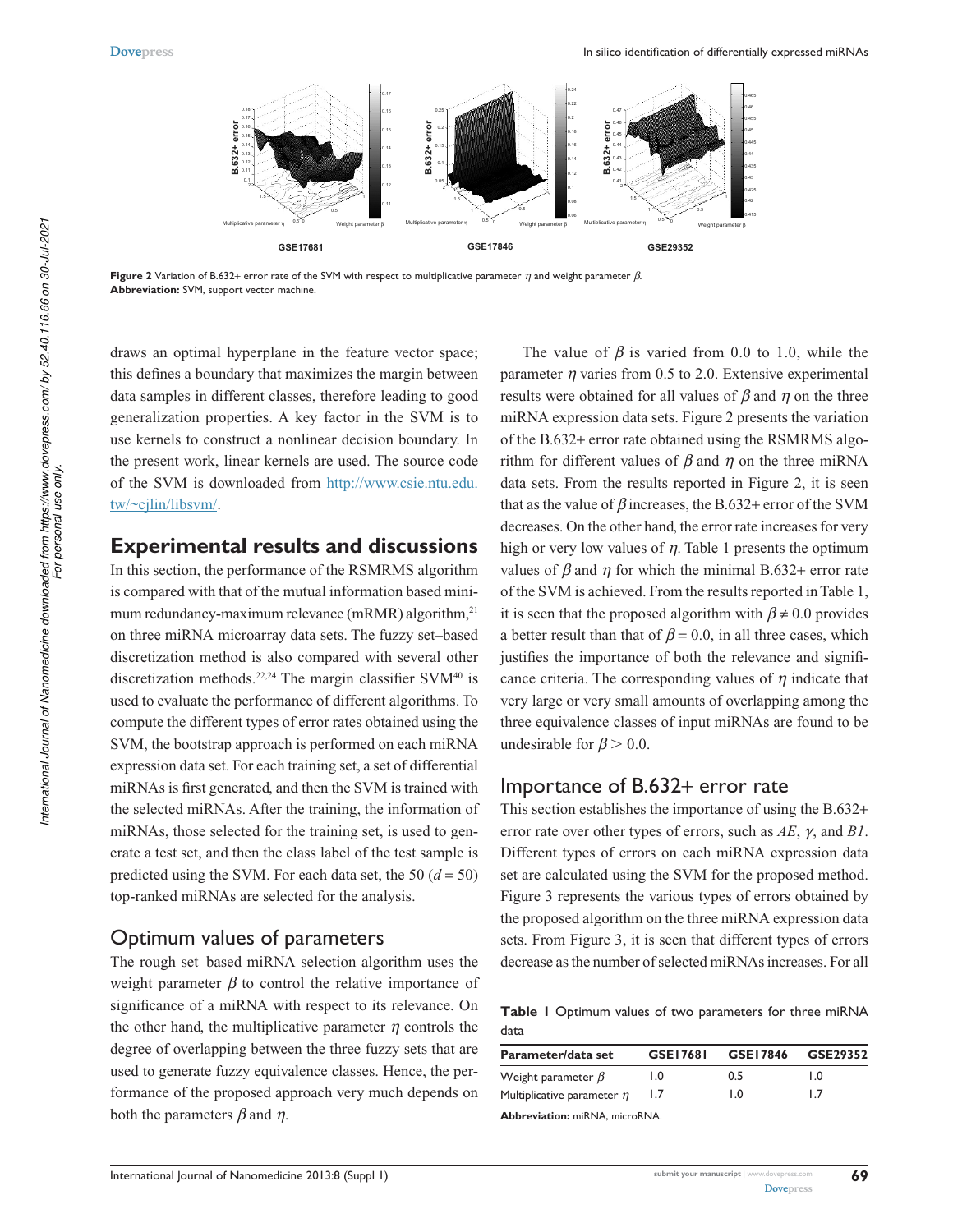**Figure 2** Variation of B.632+ error rate of the SVM with respect to multiplicative parameter $\eta$ and weight parameter $\beta$.
**Abbreviation:** SVM, support vector machine.

draws an optimal hyperplane in the feature vector space; this defines a boundary that maximizes the margin between data samples in different classes, therefore leading to good generalization properties. A key factor in the SVM is to use kernels to construct a nonlinear decision boundary. In the present work, linear kernels are used. The source code of the SVM is downloaded from http://www.csie.ntu.edu.tw/~cjlin/libsvm/.

## Experimental results and discussions

In this section, the performance of the RSMRMS algorithm is compared with that of the mutual information based minimum redundancy-maximum relevance (mRMR) algorithm,[21] on three miRNA microarray data sets. The fuzzy set–based discretization method is also compared with several other discretization methods.[22,24] The margin classifier SVM[40] is used to evaluate the performance of different algorithms. To compute the different types of error rates obtained using the SVM, the bootstrap approach is performed on each miRNA expression data set. For each training set, a set of differential miRNAs is first generated, and then the SVM is trained with the selected miRNAs. After the training, the information of miRNAs, those selected for the training set, is used to generate a test set, and then the class label of the test sample is predicted using the SVM. For each data set, the 50 ($d = 50$) top-ranked miRNAs are selected for the analysis.

### Optimum values of parameters

The rough set–based miRNA selection algorithm uses the weight parameter $\beta$ to control the relative importance of significance of a miRNA with respect to its relevance. On the other hand, the multiplicative parameter $\eta$ controls the degree of overlapping between the three fuzzy sets that are used to generate fuzzy equivalence classes. Hence, the performance of the proposed approach very much depends on both the parameters $\beta$ and $\eta$.

The value of $\beta$ is varied from 0.0 to 1.0, while the parameter $\eta$ varies from 0.5 to 2.0. Extensive experimental results were obtained for all values of $\beta$ and $\eta$ on the three miRNA expression data sets. Figure 2 presents the variation of the B.632+ error rate obtained using the RSMRMS algorithm for different values of $\beta$ and $\eta$ on the three miRNA data sets. From the results reported in Figure 2, it is seen that as the value of $\beta$ increases, the B.632+ error of the SVM decreases. On the other hand, the error rate increases for very high or very low values of $\eta$. Table 1 presents the optimum values of $\beta$ and $\eta$ for which the minimal B.632+ error rate of the SVM is achieved. From the results reported in Table 1, it is seen that the proposed algorithm with $\beta \neq 0.0$ provides a better result than that of $\beta = 0.0$, in all three cases, which justifies the importance of both the relevance and significance criteria. The corresponding values of $\eta$ indicate that very large or very small amounts of overlapping among the three equivalence classes of input miRNAs are found to be undesirable for $\beta > 0.0$.

### Importance of B.632+ error rate

This section establishes the importance of using the B.632+ error rate over other types of errors, such as *AE*, $\gamma$, and *B1*. Different types of errors on each miRNA expression data set are calculated using the SVM for the proposed method. Figure 3 represents the various types of errors obtained by the proposed algorithm on the three miRNA expression data sets. From Figure 3, it is seen that different types of errors decrease as the number of selected miRNAs increases. For all

**Table 1** Optimum values of two parameters for three miRNA data

| Parameter/data set | GSE17681 | GSE17846 | GSE29352 |
|---|---|---|---|
| Weight parameter $\beta$ | 1.0 | 0.5 | 1.0 |
| Multiplicative parameter $\eta$ | 1.7 | 1.0 | 1.7 |

**Abbreviation:** miRNA, microRNA.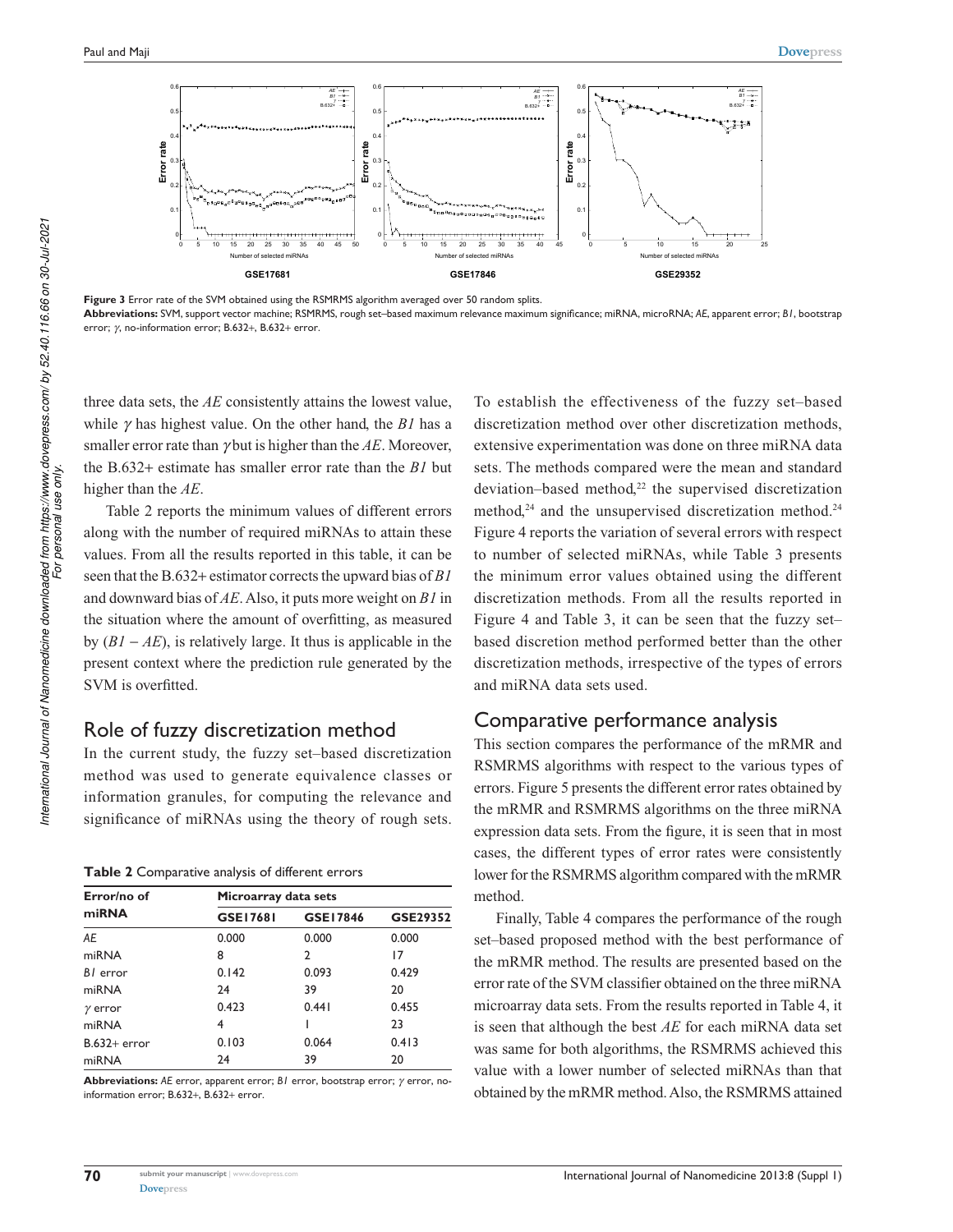Figure 3 Error rate of the SVM obtained using the RSMRMS algorithm averaged over 50 random splits.

**Abbreviations:** SVM, support vector machine; RSMRMS, rough set–based maximum relevance maximum significance; miRNA, microRNA; *AE*, apparent error; *B1*, bootstrap error; $\gamma$, no-information error; B.632+, B.632+ error.

three data sets, the *AE* consistently attains the lowest value, while $\gamma$ has highest value. On the other hand, the *B1* has a smaller error rate than $\gamma$ but is higher than the *AE*. Moreover, the B.632+ estimate has smaller error rate than the *B1* but higher than the *AE*.

Table 2 reports the minimum values of different errors along with the number of required miRNAs to attain these values. From all the results reported in this table, it can be seen that the B.632+ estimator corrects the upward bias of *B1* and downward bias of *AE*. Also, it puts more weight on *B1* in the situation where the amount of overfitting, as measured by ($B1 - AE$), is relatively large. It thus is applicable in the present context where the prediction rule generated by the SVM is overfitted.

## Role of fuzzy discretization method

In the current study, the fuzzy set–based discretization method was used to generate equivalence classes or information granules, for computing the relevance and significance of miRNAs using the theory of rough sets.

**Table 2** Comparative analysis of different errors

| Error/no of miRNA | Microarray data sets | | |
|---|---|---|---|
| | GSE17681 | GSE17846 | GSE29352 |
| *AE* | 0.000 | 0.000 | 0.000 |
| miRNA | 8 | 2 | 17 |
| *B1* error | 0.142 | 0.093 | 0.429 |
| miRNA | 24 | 39 | 20 |
| $\gamma$ error | 0.423 | 0.441 | 0.455 |
| miRNA | 4 | 1 | 23 |
| B.632+ error | 0.103 | 0.064 | 0.413 |
| miRNA | 24 | 39 | 20 |

**Abbreviations:** *AE* error, apparent error; *B1* error, bootstrap error; $\gamma$ error, no-information error; B.632+, B.632+ error.

To establish the effectiveness of the fuzzy set–based discretization method over other discretization methods, extensive experimentation was done on three miRNA data sets. The methods compared were the mean and standard deviation–based method,[22] the supervised discretization method,[24] and the unsupervised discretization method.[24] Figure 4 reports the variation of several errors with respect to number of selected miRNAs, while Table 3 presents the minimum error values obtained using the different discretization methods. From all the results reported in Figure 4 and Table 3, it can be seen that the fuzzy set–based discretion method performed better than the other discretization methods, irrespective of the types of errors and miRNA data sets used.

## Comparative performance analysis

This section compares the performance of the mRMR and RSMRMS algorithms with respect to the various types of errors. Figure 5 presents the different error rates obtained by the mRMR and RSMRMS algorithms on the three miRNA expression data sets. From the figure, it is seen that in most cases, the different types of error rates were consistently lower for the RSMRMS algorithm compared with the mRMR method.

Finally, Table 4 compares the performance of the rough set–based proposed method with the best performance of the mRMR method. The results are presented based on the error rate of the SVM classifier obtained on the three miRNA microarray data sets. From the results reported in Table 4, it is seen that although the best *AE* for each miRNA data set was same for both algorithms, the RSMRMS achieved this value with a lower number of selected miRNAs than that obtained by the mRMR method. Also, the RSMRMS attained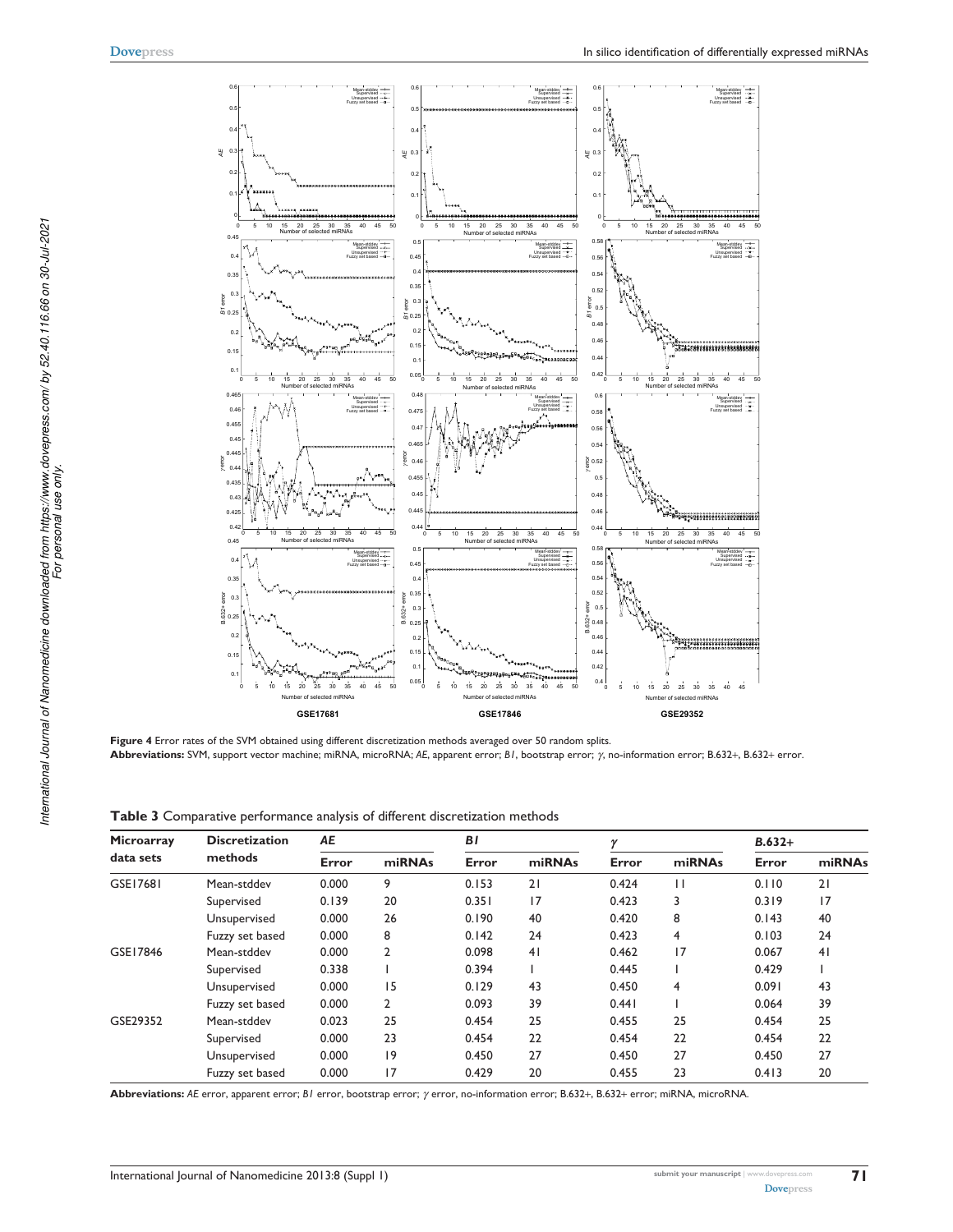**Figure 4** Error rates of the SVM obtained using different discretization methods averaged over 50 random splits.
**Abbreviations:** SVM, support vector machine; miRNA, microRNA; *AE*, apparent error; *B1*, bootstrap error; *γ*, no-information error; B.632+, B.632+ error.

**Table 3** Comparative performance analysis of different discretization methods

| Microarray data sets | Discretization methods | *AE* | | *B1* | | *γ* | | *B.632+* | |
|---|---|---|---|---|---|---|---|---|---|
| | | Error | miRNAs | Error | miRNAs | Error | miRNAs | Error | miRNAs |
| GSE17681 | Mean-stddev | 0.000 | 9 | 0.153 | 21 | 0.424 | 11 | 0.110 | 21 |
| | Supervised | 0.139 | 20 | 0.351 | 17 | 0.423 | 3 | 0.319 | 17 |
| | Unsupervised | 0.000 | 26 | 0.190 | 40 | 0.420 | 8 | 0.143 | 40 |
| | Fuzzy set based | 0.000 | 8 | 0.142 | 24 | 0.423 | 4 | 0.103 | 24 |
| GSE17846 | Mean-stddev | 0.000 | 2 | 0.098 | 41 | 0.462 | 17 | 0.067 | 41 |
| | Supervised | 0.338 | 1 | 0.394 | 1 | 0.445 | 1 | 0.429 | 1 |
| | Unsupervised | 0.000 | 15 | 0.129 | 43 | 0.450 | 4 | 0.091 | 43 |
| | Fuzzy set based | 0.000 | 2 | 0.093 | 39 | 0.441 | 1 | 0.064 | 39 |
| GSE29352 | Mean-stddev | 0.023 | 25 | 0.454 | 25 | 0.455 | 25 | 0.454 | 25 |
| | Supervised | 0.000 | 23 | 0.454 | 22 | 0.454 | 22 | 0.454 | 22 |
| | Unsupervised | 0.000 | 19 | 0.450 | 27 | 0.450 | 27 | 0.450 | 27 |
| | Fuzzy set based | 0.000 | 17 | 0.429 | 20 | 0.455 | 23 | 0.413 | 20 |

**Abbreviations:** *AE* error, apparent error; *B1* error, bootstrap error; *γ* error, no-information error; B.632+, B.632+ error; miRNA, microRNA.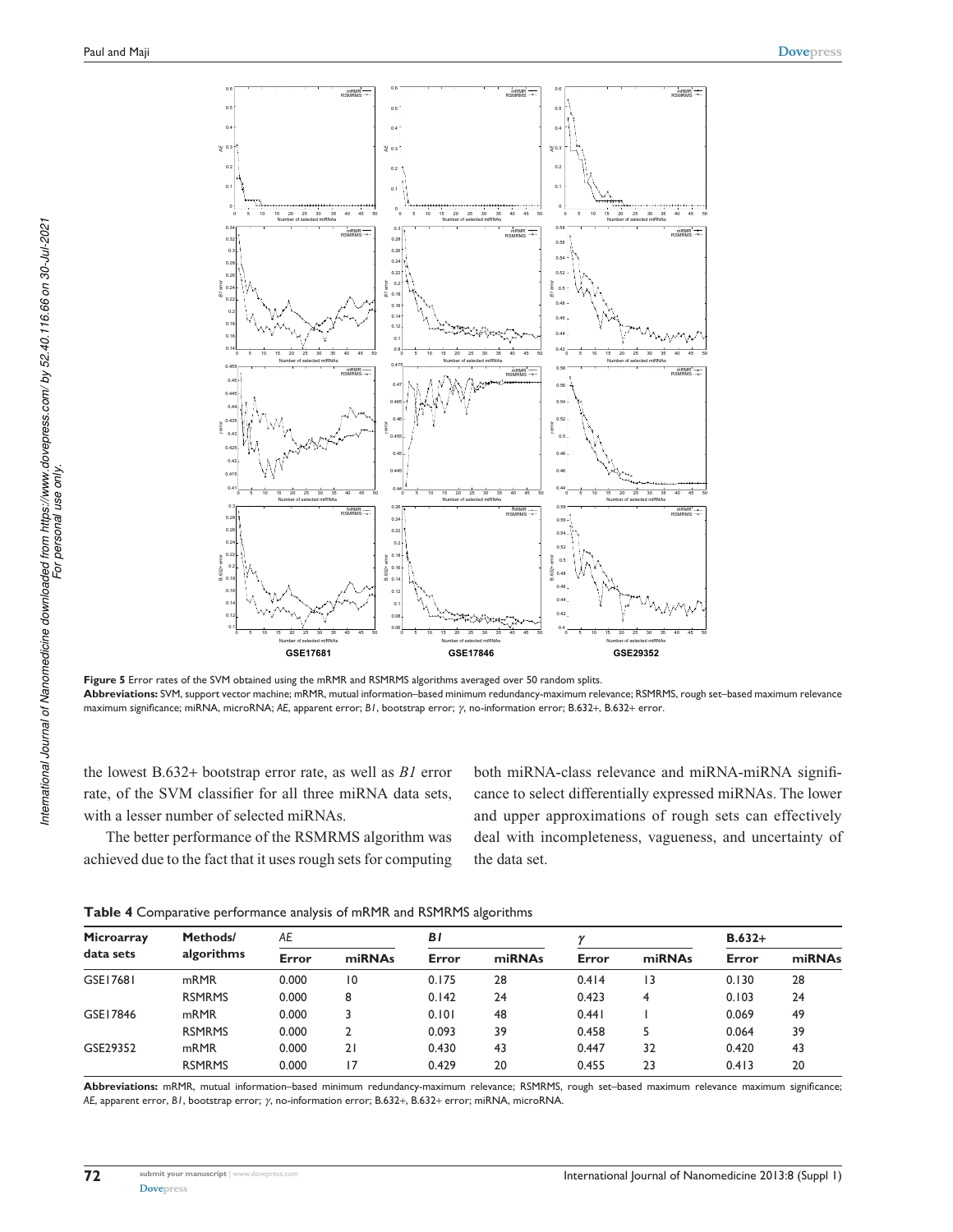**Figure 5** Error rates of the SVM obtained using the mRMR and RSMRMS algorithms averaged over 50 random splits.

**Abbreviations:** SVM, support vector machine; mRMR, mutual information–based minimum redundancy-maximum relevance; RSMRMS, rough set–based maximum relevance maximum significance; miRNA, microRNA; *AE*, apparent error; *B1*, bootstrap error; *γ*, no-information error; B.632+, B.632+ error.

the lowest B.632+ bootstrap error rate, as well as *B1* error rate, of the SVM classifier for all three miRNA data sets, with a lesser number of selected miRNAs.

The better performance of the RSMRMS algorithm was achieved due to the fact that it uses rough sets for computing both miRNA-class relevance and miRNA-miRNA significance to select differentially expressed miRNAs. The lower and upper approximations of rough sets can effectively deal with incompleteness, vagueness, and uncertainty of the data set.

**Table 4** Comparative performance analysis of mRMR and RSMRMS algorithms

| Microarray data sets | Methods/ algorithms | *AE* | | *B1* | | *γ* | | B.632+ | |
|---|---|---|---|---|---|---|---|---|---|
| | | Error | miRNAs | Error | miRNAs | Error | miRNAs | Error | miRNAs |
| GSE17681 | mRMR | 0.000 | 10 | 0.175 | 28 | 0.414 | 13 | 0.130 | 28 |
| | RSMRMS | 0.000 | 8 | 0.142 | 24 | 0.423 | 4 | 0.103 | 24 |
| GSE17846 | mRMR | 0.000 | 3 | 0.101 | 48 | 0.441 | 1 | 0.069 | 49 |
| | RSMRMS | 0.000 | 2 | 0.093 | 39 | 0.458 | 5 | 0.064 | 39 |
| GSE29352 | mRMR | 0.000 | 21 | 0.430 | 43 | 0.447 | 32 | 0.420 | 43 |
| | RSMRMS | 0.000 | 17 | 0.429 | 20 | 0.455 | 23 | 0.413 | 20 |

**Abbreviations:** mRMR, mutual information–based minimum redundancy-maximum relevance; RSMRMS, rough set–based maximum relevance maximum significance; *AE*, apparent error, *B1*, bootstrap error; *γ*, no-information error; B.632+, B.632+ error; miRNA, microRNA.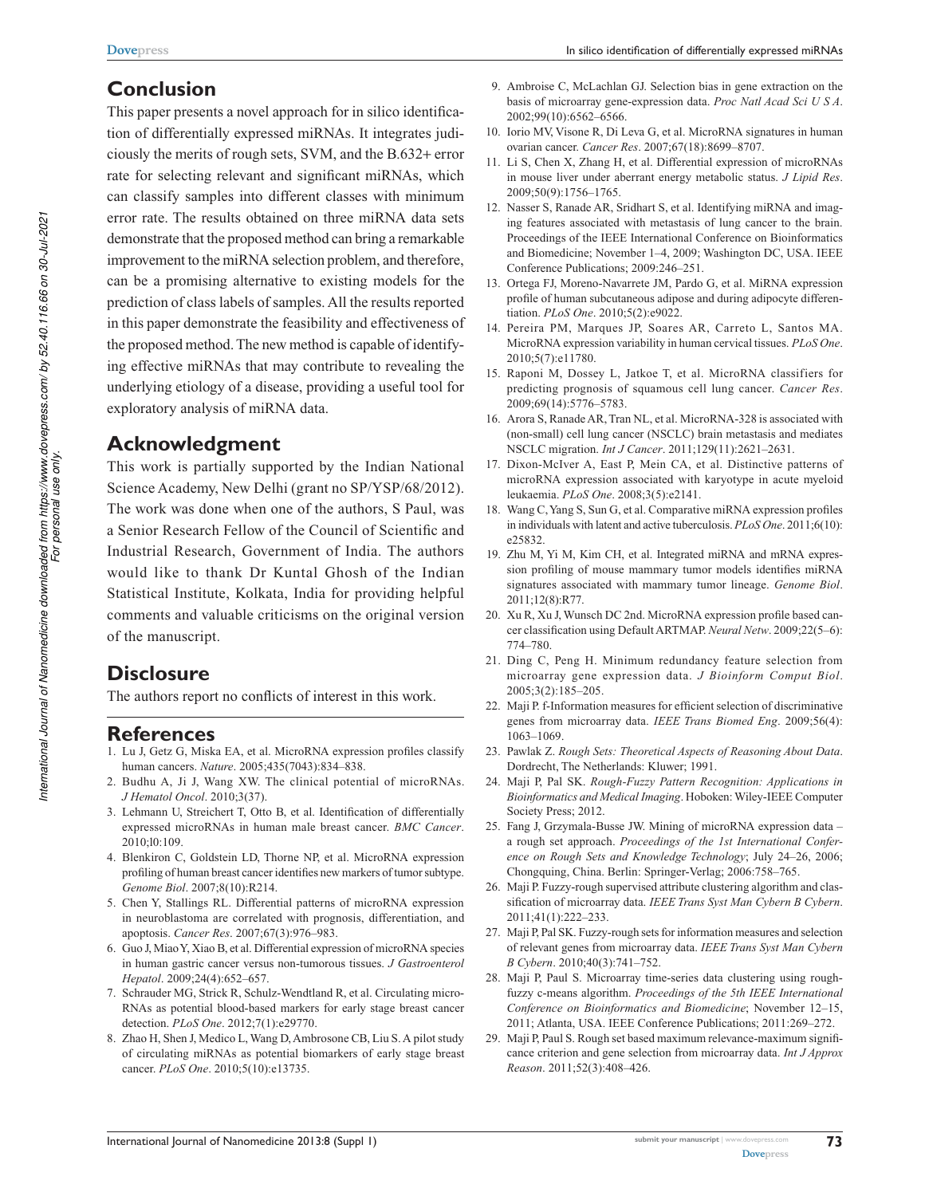## Conclusion

This paper presents a novel approach for in silico identification of differentially expressed miRNAs. It integrates judiciously the merits of rough sets, SVM, and the B.632+ error rate for selecting relevant and significant miRNAs, which can classify samples into different classes with minimum error rate. The results obtained on three miRNA data sets demonstrate that the proposed method can bring a remarkable improvement to the miRNA selection problem, and therefore, can be a promising alternative to existing models for the prediction of class labels of samples. All the results reported in this paper demonstrate the feasibility and effectiveness of the proposed method. The new method is capable of identifying effective miRNAs that may contribute to revealing the underlying etiology of a disease, providing a useful tool for exploratory analysis of miRNA data.

## Acknowledgment

This work is partially supported by the Indian National Science Academy, New Delhi (grant no SP/YSP/68/2012). The work was done when one of the authors, S Paul, was a Senior Research Fellow of the Council of Scientific and Industrial Research, Government of India. The authors would like to thank Dr Kuntal Ghosh of the Indian Statistical Institute, Kolkata, India for providing helpful comments and valuable criticisms on the original version of the manuscript.

## Disclosure

The authors report no conflicts of interest in this work.

## References

1. Lu J, Getz G, Miska EA, et al. MicroRNA expression profiles classify human cancers. *Nature*. 2005;435(7043):834–838.
2. Budhu A, Ji J, Wang XW. The clinical potential of microRNAs. *J Hematol Oncol*. 2010;3(37).
3. Lehmann U, Streichert T, Otto B, et al. Identification of differentially expressed microRNAs in human male breast cancer. *BMC Cancer*. 2010;l0:109.
4. Blenkiron C, Goldstein LD, Thorne NP, et al. MicroRNA expression profiling of human breast cancer identifies new markers of tumor subtype. *Genome Biol*. 2007;8(10):R214.
5. Chen Y, Stallings RL. Differential patterns of microRNA expression in neuroblastoma are correlated with prognosis, differentiation, and apoptosis. *Cancer Res*. 2007;67(3):976–983.
6. Guo J, Miao Y, Xiao B, et al. Differential expression of microRNA species in human gastric cancer versus non-tumorous tissues. *J Gastroenterol Hepatol*. 2009;24(4):652–657.
7. Schrauder MG, Strick R, Schulz-Wendtland R, et al. Circulating microRNAs as potential blood-based markers for early stage breast cancer detection. *PLoS One*. 2012;7(1):e29770.
8. Zhao H, Shen J, Medico L, Wang D, Ambrosone CB, Liu S. A pilot study of circulating miRNAs as potential biomarkers of early stage breast cancer. *PLoS One*. 2010;5(10):e13735.
9. Ambroise C, McLachlan GJ. Selection bias in gene extraction on the basis of microarray gene-expression data. *Proc Natl Acad Sci U S A*. 2002;99(10):6562–6566.
10. Iorio MV, Visone R, Di Leva G, et al. MicroRNA signatures in human ovarian cancer. *Cancer Res*. 2007;67(18):8699–8707.
11. Li S, Chen X, Zhang H, et al. Differential expression of microRNAs in mouse liver under aberrant energy metabolic status. *J Lipid Res*. 2009;50(9):1756–1765.
12. Nasser S, Ranade AR, Sridhart S, et al. Identifying miRNA and imaging features associated with metastasis of lung cancer to the brain. Proceedings of the IEEE International Conference on Bioinformatics and Biomedicine; November 1–4, 2009; Washington DC, USA. IEEE Conference Publications; 2009:246–251.
13. Ortega FJ, Moreno-Navarrete JM, Pardo G, et al. MiRNA expression profile of human subcutaneous adipose and during adipocyte differentiation. *PLoS One*. 2010;5(2):e9022.
14. Pereira PM, Marques JP, Soares AR, Carreto L, Santos MA. MicroRNA expression variability in human cervical tissues. *PLoS One*. 2010;5(7):e11780.
15. Raponi M, Dossey L, Jatkoe T, et al. MicroRNA classifiers for predicting prognosis of squamous cell lung cancer. *Cancer Res*. 2009;69(14):5776–5783.
16. Arora S, Ranade AR, Tran NL, et al. MicroRNA-328 is associated with (non-small) cell lung cancer (NSCLC) brain metastasis and mediates NSCLC migration. *Int J Cancer*. 2011;129(11):2621–2631.
17. Dixon-McIver A, East P, Mein CA, et al. Distinctive patterns of microRNA expression associated with karyotype in acute myeloid leukaemia. *PLoS One*. 2008;3(5):e2141.
18. Wang C, Yang S, Sun G, et al. Comparative miRNA expression profiles in individuals with latent and active tuberculosis. *PLoS One*. 2011;6(10): e25832.
19. Zhu M, Yi M, Kim CH, et al. Integrated miRNA and mRNA expression profiling of mouse mammary tumor models identifies miRNA signatures associated with mammary tumor lineage. *Genome Biol*. 2011;12(8):R77.
20. Xu R, Xu J, Wunsch DC 2nd. MicroRNA expression profile based cancer classification using Default ARTMAP. *Neural Netw*. 2009;22(5–6): 774–780.
21. Ding C, Peng H. Minimum redundancy feature selection from microarray gene expression data. *J Bioinform Comput Biol*. 2005;3(2):185–205.
22. Maji P. f-Information measures for efficient selection of discriminative genes from microarray data. *IEEE Trans Biomed Eng*. 2009;56(4): 1063–1069.
23. Pawlak Z. *Rough Sets: Theoretical Aspects of Reasoning About Data*. Dordrecht, The Netherlands: Kluwer; 1991.
24. Maji P, Pal SK. *Rough-Fuzzy Pattern Recognition: Applications in Bioinformatics and Medical Imaging*. Hoboken: Wiley-IEEE Computer Society Press; 2012.
25. Fang J, Grzymala-Busse JW. Mining of microRNA expression data – a rough set approach. *Proceedings of the 1st International Conference on Rough Sets and Knowledge Technology*; July 24–26, 2006; Chongquing, China. Berlin: Springer-Verlag; 2006:758–765.
26. Maji P. Fuzzy-rough supervised attribute clustering algorithm and classification of microarray data. *IEEE Trans Syst Man Cybern B Cybern*. 2011;41(1):222–233.
27. Maji P, Pal SK. Fuzzy-rough sets for information measures and selection of relevant genes from microarray data. *IEEE Trans Syst Man Cybern B Cybern*. 2010;40(3):741–752.
28. Maji P, Paul S. Microarray time-series data clustering using rough-fuzzy c-means algorithm. *Proceedings of the 5th IEEE International Conference on Bioinformatics and Biomedicine*; November 12–15, 2011; Atlanta, USA. IEEE Conference Publications; 2011:269–272.
29. Maji P, Paul S. Rough set based maximum relevance-maximum significance criterion and gene selection from microarray data. *Int J Approx Reason*. 2011;52(3):408–426.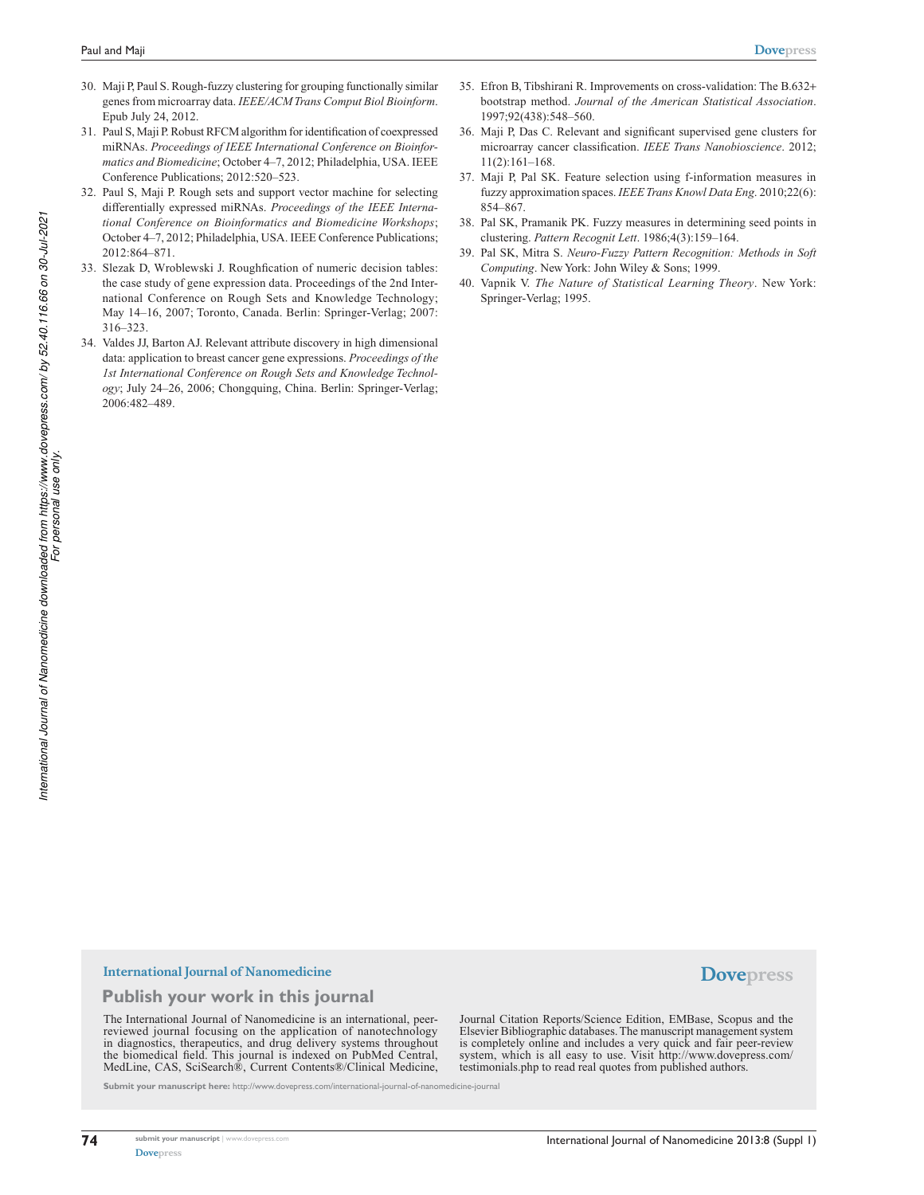30. Maji P, Paul S. Rough-fuzzy clustering for grouping functionally similar genes from microarray data. *IEEE/ACM Trans Comput Biol Bioinform*. Epub July 24, 2012.
31. Paul S, Maji P. Robust RFCM algorithm for identification of coexpressed miRNAs. *Proceedings of IEEE International Conference on Bioinformatics and Biomedicine*; October 4–7, 2012; Philadelphia, USA. IEEE Conference Publications; 2012:520–523.
32. Paul S, Maji P. Rough sets and support vector machine for selecting differentially expressed miRNAs. *Proceedings of the IEEE International Conference on Bioinformatics and Biomedicine Workshops*; October 4–7, 2012; Philadelphia, USA. IEEE Conference Publications; 2012:864–871.
33. Slezak D, Wroblewski J. Roughfication of numeric decision tables: the case study of gene expression data. Proceedings of the 2nd International Conference on Rough Sets and Knowledge Technology; May 14–16, 2007; Toronto, Canada. Berlin: Springer-Verlag; 2007: 316–323.
34. Valdes JJ, Barton AJ. Relevant attribute discovery in high dimensional data: application to breast cancer gene expressions. *Proceedings of the 1st International Conference on Rough Sets and Knowledge Technology*; July 24–26, 2006; Chongquing, China. Berlin: Springer-Verlag; 2006:482–489.
35. Efron B, Tibshirani R. Improvements on cross-validation: The B.632+ bootstrap method. *Journal of the American Statistical Association*. 1997;92(438):548–560.
36. Maji P, Das C. Relevant and significant supervised gene clusters for microarray cancer classification. *IEEE Trans Nanobioscience*. 2012; 11(2):161–168.
37. Maji P, Pal SK. Feature selection using f-information measures in fuzzy approximation spaces. *IEEE Trans Knowl Data Eng*. 2010;22(6): 854–867.
38. Pal SK, Pramanik PK. Fuzzy measures in determining seed points in clustering. *Pattern Recognit Lett*. 1986;4(3):159–164.
39. Pal SK, Mitra S. *Neuro-Fuzzy Pattern Recognition: Methods in Soft Computing*. New York: John Wiley & Sons; 1999.
40. Vapnik V. *The Nature of Statistical Learning Theory*. New York: Springer-Verlag; 1995.

**International Journal of Nanomedicine**

**Publish your work in this journal**

The International Journal of Nanomedicine is an international, peer-reviewed journal focusing on the application of nanotechnology in diagnostics, therapeutics, and drug delivery systems throughout the biomedical field. This journal is indexed on PubMed Central, MedLine, CAS, SciSearch®, Current Contents®/Clinical Medicine, Journal Citation Reports/Science Edition, EMBase, Scopus and the Elsevier Bibliographic databases. The manuscript management system is completely online and includes a very quick and fair peer-review system, which is all easy to use. Visit http://www.dovepress.com/testimonials.php to read real quotes from published authors.

**Submit your manuscript here:** http://www.dovepress.com/international-journal-of-nanomedicine-journal